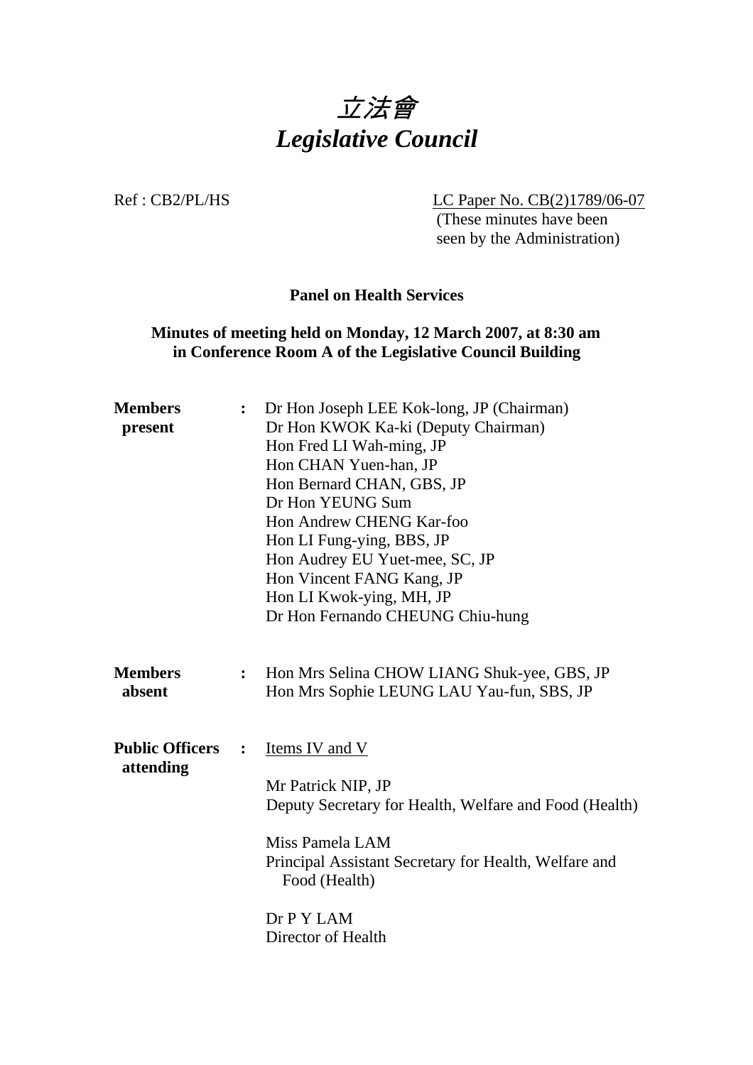# *立法會*
# *Legislative Council*

Ref : CB2/PL/HS

LC Paper No. CB(2)1789/06-07
(These minutes have been seen by the Administration)

**Panel on Health Services**

**Minutes of meeting held on Monday, 12 March 2007, at 8:30 am in Conference Room A of the Legislative Council Building**

**Members present** :

Dr Hon Joseph LEE Kok-long, JP (Chairman)
Dr Hon KWOK Ka-ki (Deputy Chairman)
Hon Fred LI Wah-ming, JP
Hon CHAN Yuen-han, JP
Hon Bernard CHAN, GBS, JP
Dr Hon YEUNG Sum
Hon Andrew CHENG Kar-foo
Hon LI Fung-ying, BBS, JP
Hon Audrey EU Yuet-mee, SC, JP
Hon Vincent FANG Kang, JP
Hon LI Kwok-ying, MH, JP
Dr Hon Fernando CHEUNG Chiu-hung

**Members absent** :

Hon Mrs Selina CHOW LIANG Shuk-yee, GBS, JP
Hon Mrs Sophie LEUNG LAU Yau-fun, SBS, JP

**Public Officers attending** :

Items IV and V

Mr Patrick NIP, JP
Deputy Secretary for Health, Welfare and Food (Health)

Miss Pamela LAM
Principal Assistant Secretary for Health, Welfare and Food (Health)

Dr P Y LAM
Director of Health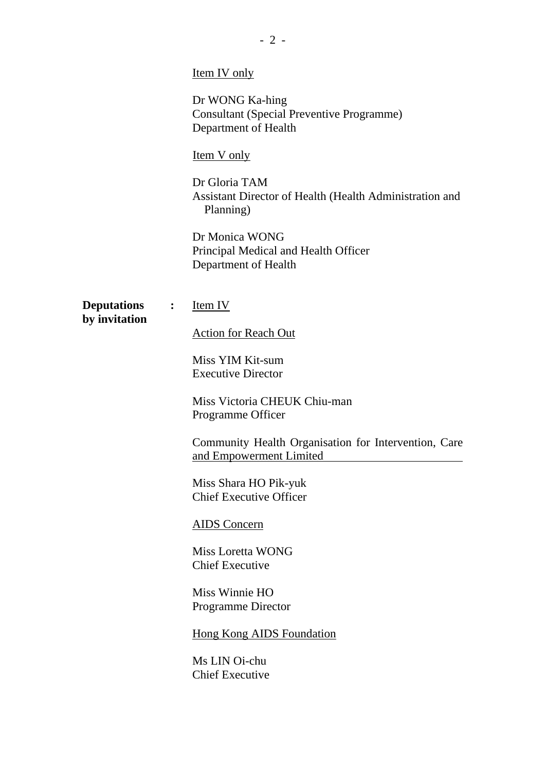Item IV only

Dr WONG Ka-hing
Consultant (Special Preventive Programme)
Department of Health

Item V only

Dr Gloria TAM
Assistant Director of Health (Health Administration and Planning)

Dr Monica WONG
Principal Medical and Health Officer
Department of Health

**Deputations by invitation** : Item IV

Action for Reach Out

Miss YIM Kit-sum
Executive Director

Miss Victoria CHEUK Chiu-man
Programme Officer

Community Health Organisation for Intervention, Care and Empowerment Limited

Miss Shara HO Pik-yuk
Chief Executive Officer

AIDS Concern

Miss Loretta WONG
Chief Executive

Miss Winnie HO
Programme Director

Hong Kong AIDS Foundation

Ms LIN Oi-chu
Chief Executive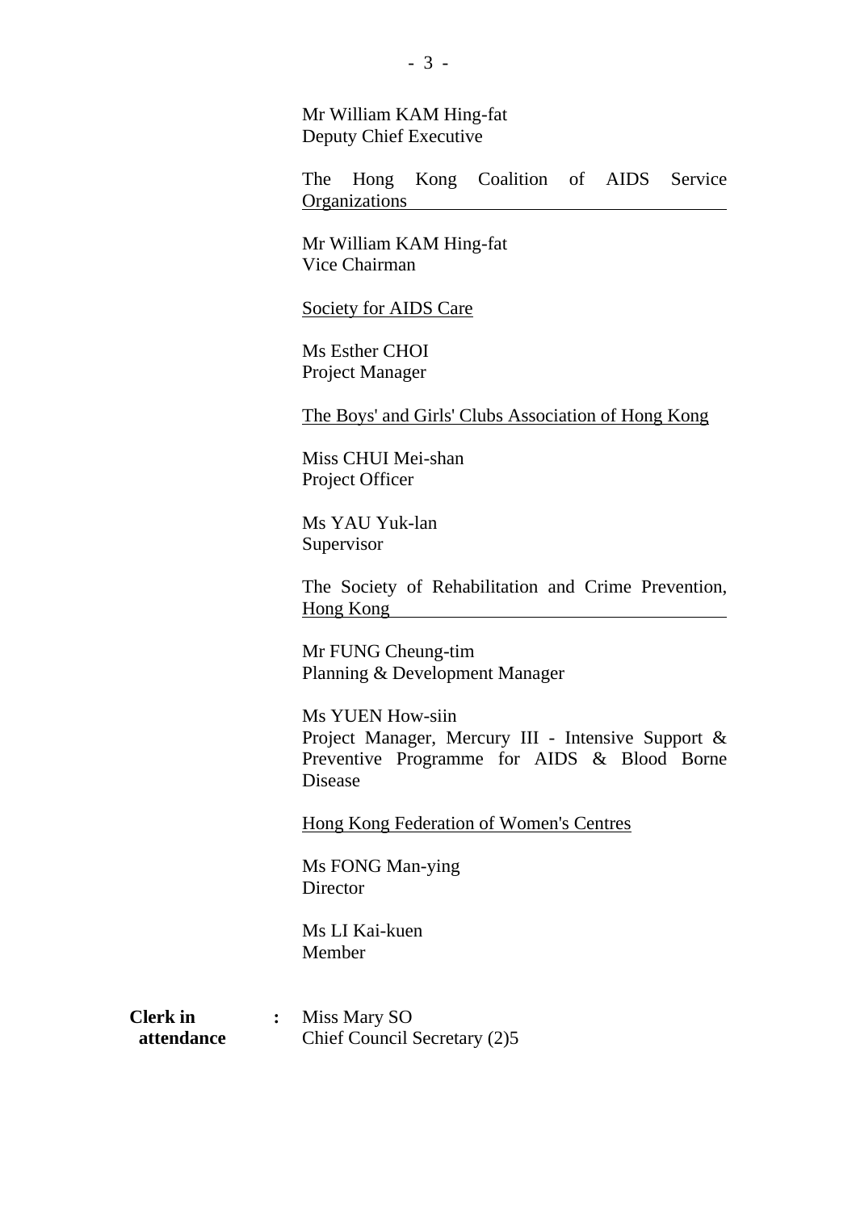Mr William KAM Hing-fat
Deputy Chief Executive

The Hong Kong Coalition of AIDS Service Organizations

Mr William KAM Hing-fat
Vice Chairman

Society for AIDS Care

Ms Esther CHOI
Project Manager

The Boys' and Girls' Clubs Association of Hong Kong

Miss CHUI Mei-shan
Project Officer

Ms YAU Yuk-lan
Supervisor

The Society of Rehabilitation and Crime Prevention, Hong Kong

Mr FUNG Cheung-tim
Planning & Development Manager

Ms YUEN How-siin
Project Manager, Mercury III - Intensive Support & Preventive Programme for AIDS & Blood Borne Disease

Hong Kong Federation of Women's Centres

Ms FONG Man-ying
Director

Ms LI Kai-kuen
Member

**Clerk in attendance** : Miss Mary SO
Chief Council Secretary (2)5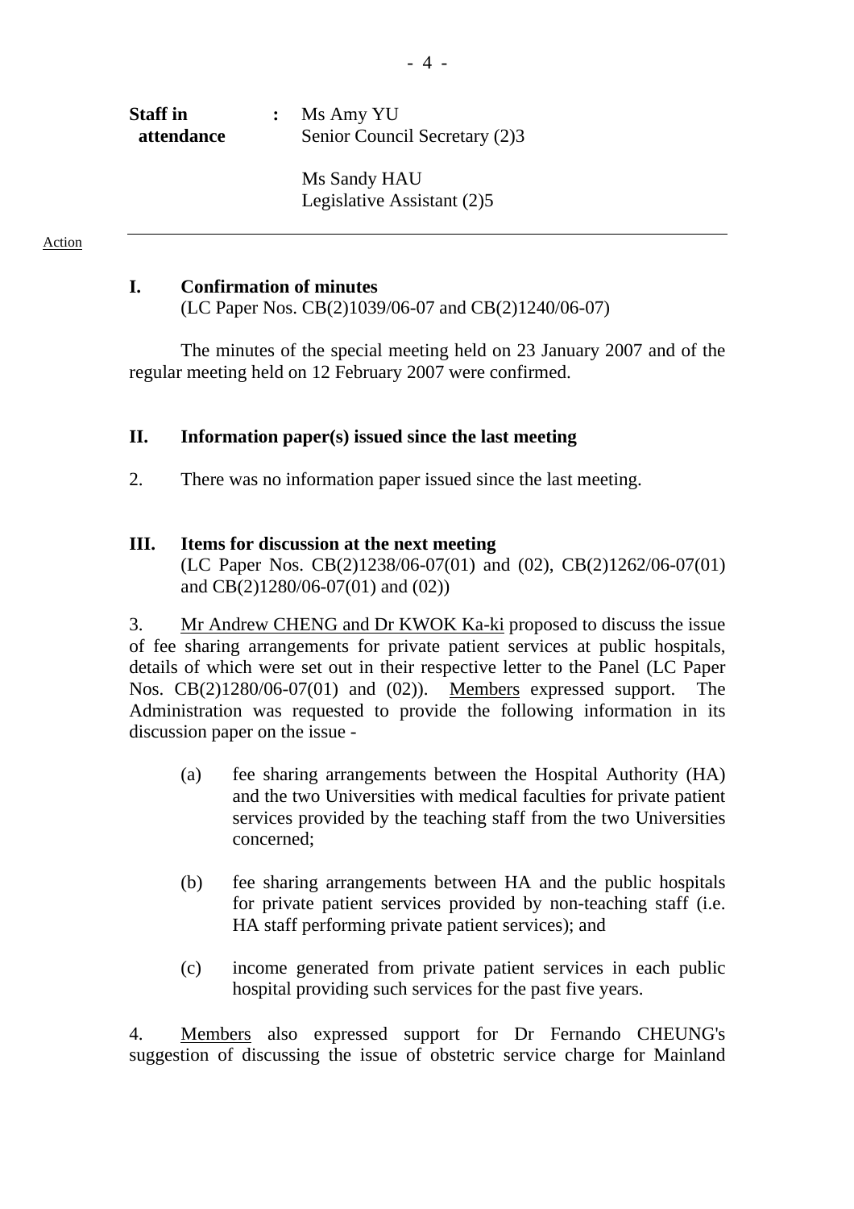**Staff in attendance** : Ms Amy YU
Senior Council Secretary (2)3

Ms Sandy HAU
Legislative Assistant (2)5

---

Action

## I. Confirmation of minutes

(LC Paper Nos. CB(2)1039/06-07 and CB(2)1240/06-07)

The minutes of the special meeting held on 23 January 2007 and of the regular meeting held on 12 February 2007 were confirmed.

## II. Information paper(s) issued since the last meeting

2. There was no information paper issued since the last meeting.

## III. Items for discussion at the next meeting

(LC Paper Nos. CB(2)1238/06-07(01) and (02), CB(2)1262/06-07(01) and CB(2)1280/06-07(01) and (02))

3. Mr Andrew CHENG and Dr KWOK Ka-ki proposed to discuss the issue of fee sharing arrangements for private patient services at public hospitals, details of which were set out in their respective letter to the Panel (LC Paper Nos. CB(2)1280/06-07(01) and (02)). Members expressed support. The Administration was requested to provide the following information in its discussion paper on the issue -

(a) fee sharing arrangements between the Hospital Authority (HA) and the two Universities with medical faculties for private patient services provided by the teaching staff from the two Universities concerned;

(b) fee sharing arrangements between HA and the public hospitals for private patient services provided by non-teaching staff (i.e. HA staff performing private patient services); and

(c) income generated from private patient services in each public hospital providing such services for the past five years.

4. Members also expressed support for Dr Fernando CHEUNG's suggestion of discussing the issue of obstetric service charge for Mainland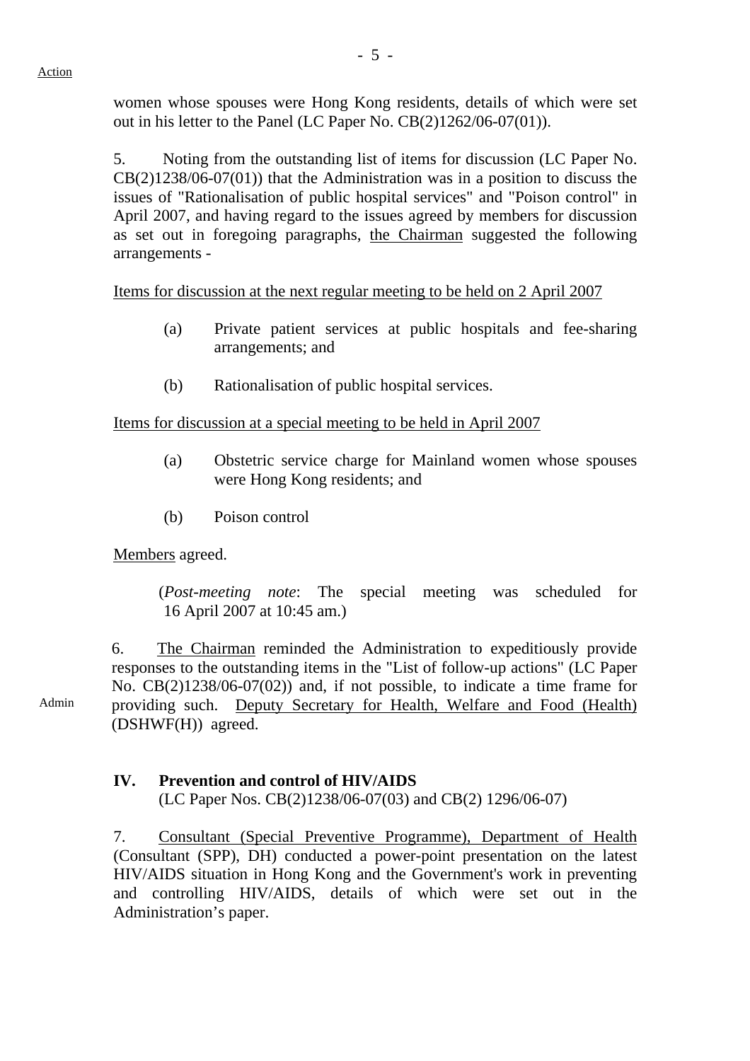women whose spouses were Hong Kong residents, details of which were set out in his letter to the Panel (LC Paper No. CB(2)1262/06-07(01)).

5. Noting from the outstanding list of items for discussion (LC Paper No. CB(2)1238/06-07(01)) that the Administration was in a position to discuss the issues of "Rationalisation of public hospital services" and "Poison control" in April 2007, and having regard to the issues agreed by members for discussion as set out in foregoing paragraphs, <u>the Chairman</u> suggested the following arrangements -

<u>Items for discussion at the next regular meeting to be held on 2 April 2007</u>

(a) Private patient services at public hospitals and fee-sharing arrangements; and

(b) Rationalisation of public hospital services.

<u>Items for discussion at a special meeting to be held in April 2007</u>

(a) Obstetric service charge for Mainland women whose spouses were Hong Kong residents; and

(b) Poison control

<u>Members</u> agreed.

(*Post-meeting note*: The special meeting was scheduled for 16 April 2007 at 10:45 am.)

6. <u>The Chairman</u> reminded the Administration to expeditiously provide responses to the outstanding items in the "List of follow-up actions" (LC Paper No. CB(2)1238/06-07(02)) and, if not possible, to indicate a time frame for providing such. <u>Deputy Secretary for Health, Welfare and Food (Health)</u> (DSHWF(H)) agreed.

Admin

## IV. Prevention and control of HIV/AIDS

(LC Paper Nos. CB(2)1238/06-07(03) and CB(2) 1296/06-07)

7. <u>Consultant (Special Preventive Programme), Department of Health</u> (Consultant (SPP), DH) conducted a power-point presentation on the latest HIV/AIDS situation in Hong Kong and the Government's work in preventing and controlling HIV/AIDS, details of which were set out in the Administration's paper.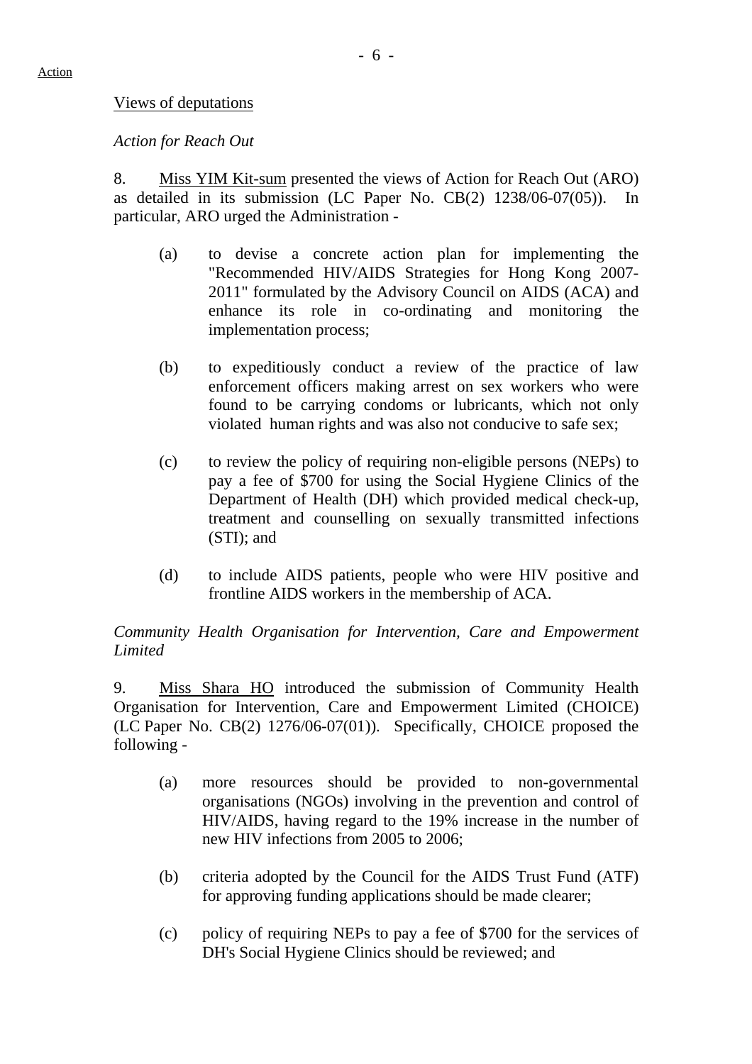Action

Views of deputations

*Action for Reach Out*

8. Miss YIM Kit-sum presented the views of Action for Reach Out (ARO) as detailed in its submission (LC Paper No. CB(2) 1238/06-07(05)). In particular, ARO urged the Administration -

(a) to devise a concrete action plan for implementing the "Recommended HIV/AIDS Strategies for Hong Kong 2007-2011" formulated by the Advisory Council on AIDS (ACA) and enhance its role in co-ordinating and monitoring the implementation process;

(b) to expeditiously conduct a review of the practice of law enforcement officers making arrest on sex workers who were found to be carrying condoms or lubricants, which not only violated human rights and was also not conducive to safe sex;

(c) to review the policy of requiring non-eligible persons (NEPs) to pay a fee of $700 for using the Social Hygiene Clinics of the Department of Health (DH) which provided medical check-up, treatment and counselling on sexually transmitted infections (STI); and

(d) to include AIDS patients, people who were HIV positive and frontline AIDS workers in the membership of ACA.

*Community Health Organisation for Intervention, Care and Empowerment Limited*

9. Miss Shara HO introduced the submission of Community Health Organisation for Intervention, Care and Empowerment Limited (CHOICE) (LC Paper No. CB(2) 1276/06-07(01)). Specifically, CHOICE proposed the following -

(a) more resources should be provided to non-governmental organisations (NGOs) involving in the prevention and control of HIV/AIDS, having regard to the 19% increase in the number of new HIV infections from 2005 to 2006;

(b) criteria adopted by the Council for the AIDS Trust Fund (ATF) for approving funding applications should be made clearer;

(c) policy of requiring NEPs to pay a fee of $700 for the services of DH's Social Hygiene Clinics should be reviewed; and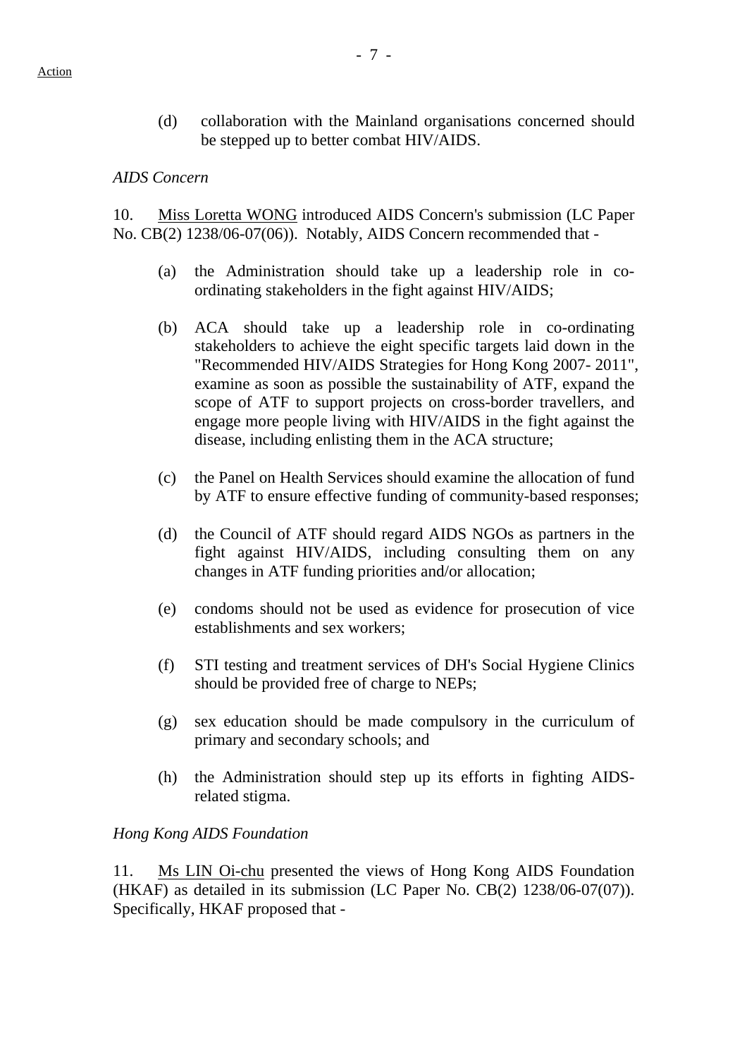(d) collaboration with the Mainland organisations concerned should be stepped up to better combat HIV/AIDS.

*AIDS Concern*

10. Miss Loretta WONG introduced AIDS Concern's submission (LC Paper No. CB(2) 1238/06-07(06)). Notably, AIDS Concern recommended that -

(a) the Administration should take up a leadership role in co-ordinating stakeholders in the fight against HIV/AIDS;

(b) ACA should take up a leadership role in co-ordinating stakeholders to achieve the eight specific targets laid down in the "Recommended HIV/AIDS Strategies for Hong Kong 2007- 2011", examine as soon as possible the sustainability of ATF, expand the scope of ATF to support projects on cross-border travellers, and engage more people living with HIV/AIDS in the fight against the disease, including enlisting them in the ACA structure;

(c) the Panel on Health Services should examine the allocation of fund by ATF to ensure effective funding of community-based responses;

(d) the Council of ATF should regard AIDS NGOs as partners in the fight against HIV/AIDS, including consulting them on any changes in ATF funding priorities and/or allocation;

(e) condoms should not be used as evidence for prosecution of vice establishments and sex workers;

(f) STI testing and treatment services of DH's Social Hygiene Clinics should be provided free of charge to NEPs;

(g) sex education should be made compulsory in the curriculum of primary and secondary schools; and

(h) the Administration should step up its efforts in fighting AIDS-related stigma.

*Hong Kong AIDS Foundation*

11. Ms LIN Oi-chu presented the views of Hong Kong AIDS Foundation (HKAF) as detailed in its submission (LC Paper No. CB(2) 1238/06-07(07)). Specifically, HKAF proposed that -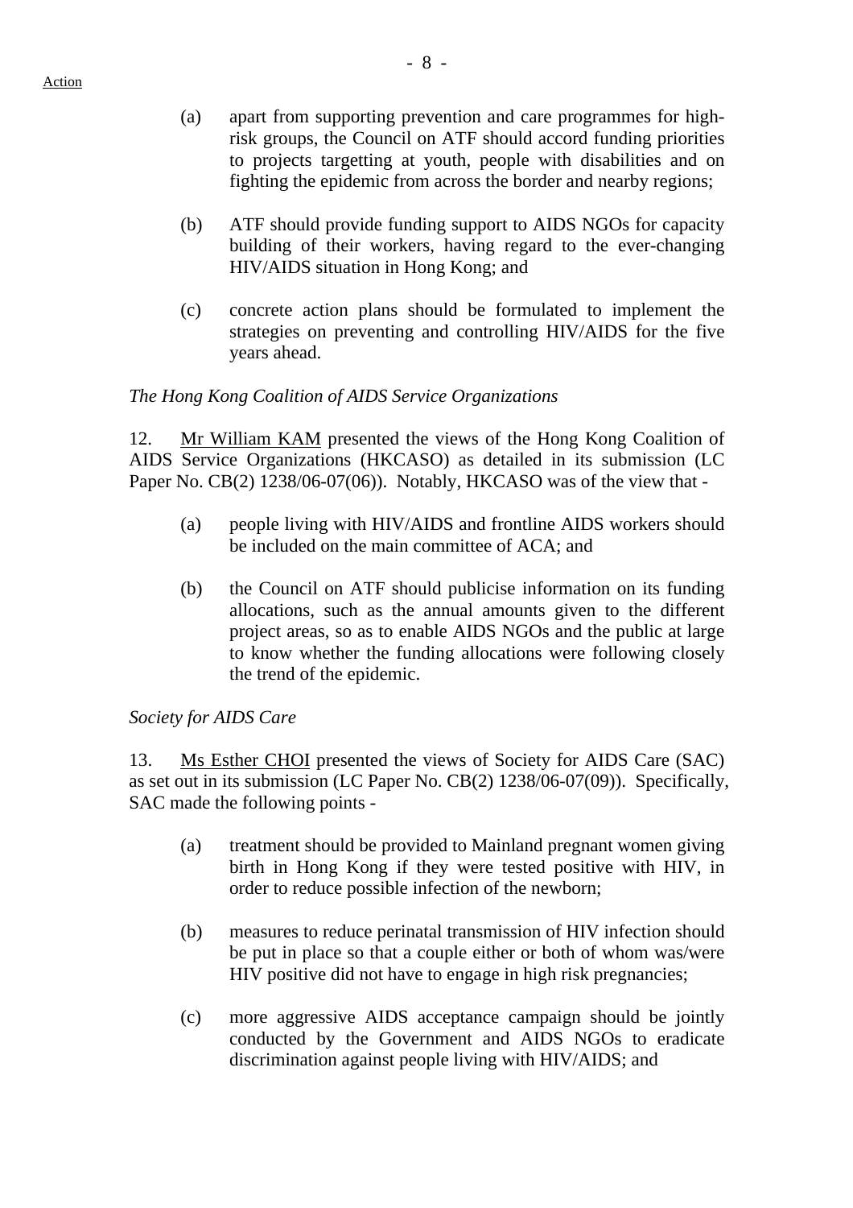Action

(a) apart from supporting prevention and care programmes for high-risk groups, the Council on ATF should accord funding priorities to projects targetting at youth, people with disabilities and on fighting the epidemic from across the border and nearby regions;

(b) ATF should provide funding support to AIDS NGOs for capacity building of their workers, having regard to the ever-changing HIV/AIDS situation in Hong Kong; and

(c) concrete action plans should be formulated to implement the strategies on preventing and controlling HIV/AIDS for the five years ahead.

*The Hong Kong Coalition of AIDS Service Organizations*

12. Mr William KAM presented the views of the Hong Kong Coalition of AIDS Service Organizations (HKCASO) as detailed in its submission (LC Paper No. CB(2) 1238/06-07(06)). Notably, HKCASO was of the view that -

(a) people living with HIV/AIDS and frontline AIDS workers should be included on the main committee of ACA; and

(b) the Council on ATF should publicise information on its funding allocations, such as the annual amounts given to the different project areas, so as to enable AIDS NGOs and the public at large to know whether the funding allocations were following closely the trend of the epidemic.

*Society for AIDS Care*

13. Ms Esther CHOI presented the views of Society for AIDS Care (SAC) as set out in its submission (LC Paper No. CB(2) 1238/06-07(09)). Specifically, SAC made the following points -

(a) treatment should be provided to Mainland pregnant women giving birth in Hong Kong if they were tested positive with HIV, in order to reduce possible infection of the newborn;

(b) measures to reduce perinatal transmission of HIV infection should be put in place so that a couple either or both of whom was/were HIV positive did not have to engage in high risk pregnancies;

(c) more aggressive AIDS acceptance campaign should be jointly conducted by the Government and AIDS NGOs to eradicate discrimination against people living with HIV/AIDS; and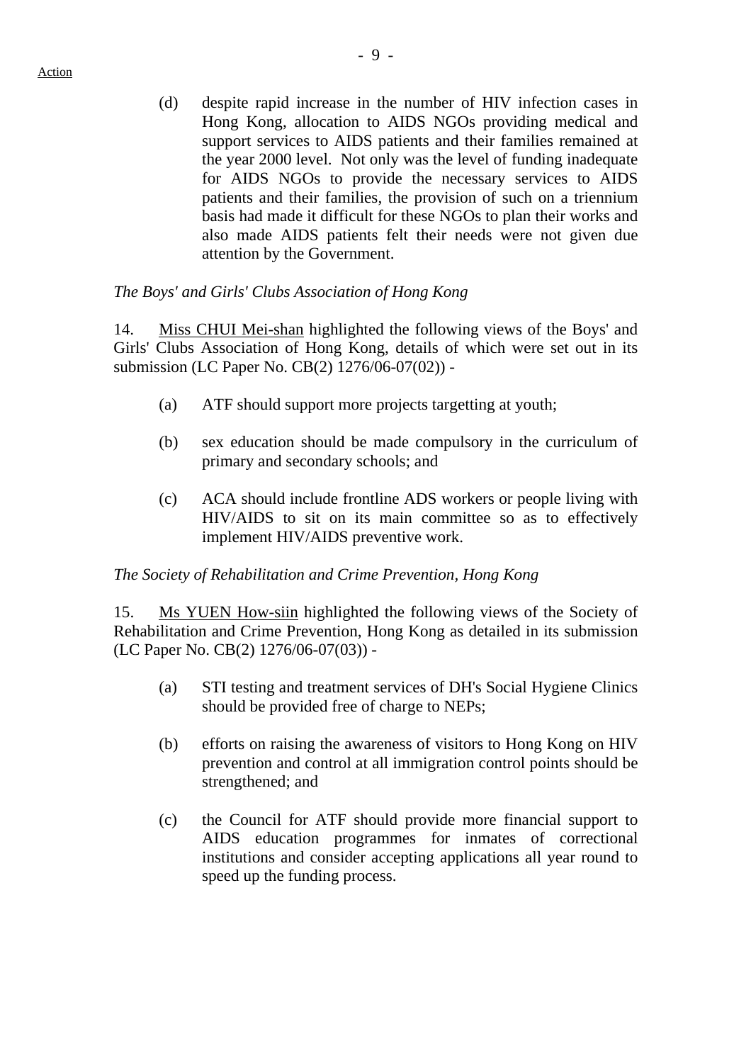Action

(d) despite rapid increase in the number of HIV infection cases in Hong Kong, allocation to AIDS NGOs providing medical and support services to AIDS patients and their families remained at the year 2000 level. Not only was the level of funding inadequate for AIDS NGOs to provide the necessary services to AIDS patients and their families, the provision of such on a triennium basis had made it difficult for these NGOs to plan their works and also made AIDS patients felt their needs were not given due attention by the Government.

*The Boys' and Girls' Clubs Association of Hong Kong*

14. Miss CHUI Mei-shan highlighted the following views of the Boys' and Girls' Clubs Association of Hong Kong, details of which were set out in its submission (LC Paper No. CB(2) 1276/06-07(02)) -

(a) ATF should support more projects targetting at youth;

(b) sex education should be made compulsory in the curriculum of primary and secondary schools; and

(c) ACA should include frontline ADS workers or people living with HIV/AIDS to sit on its main committee so as to effectively implement HIV/AIDS preventive work.

*The Society of Rehabilitation and Crime Prevention, Hong Kong*

15. Ms YUEN How-siin highlighted the following views of the Society of Rehabilitation and Crime Prevention, Hong Kong as detailed in its submission (LC Paper No. CB(2) 1276/06-07(03)) -

(a) STI testing and treatment services of DH's Social Hygiene Clinics should be provided free of charge to NEPs;

(b) efforts on raising the awareness of visitors to Hong Kong on HIV prevention and control at all immigration control points should be strengthened; and

(c) the Council for ATF should provide more financial support to AIDS education programmes for inmates of correctional institutions and consider accepting applications all year round to speed up the funding process.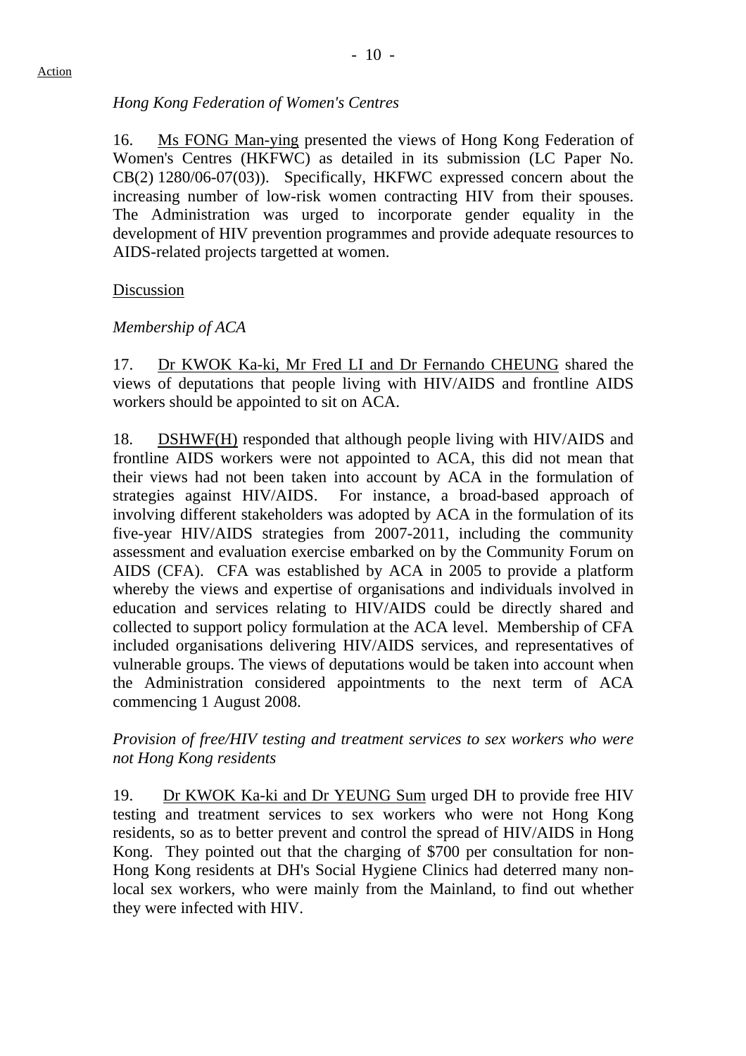Action

*Hong Kong Federation of Women's Centres*

16. Ms FONG Man-ying presented the views of Hong Kong Federation of Women's Centres (HKFWC) as detailed in its submission (LC Paper No. CB(2) 1280/06-07(03)). Specifically, HKFWC expressed concern about the increasing number of low-risk women contracting HIV from their spouses. The Administration was urged to incorporate gender equality in the development of HIV prevention programmes and provide adequate resources to AIDS-related projects targetted at women.

Discussion

*Membership of ACA*

17. Dr KWOK Ka-ki, Mr Fred LI and Dr Fernando CHEUNG shared the views of deputations that people living with HIV/AIDS and frontline AIDS workers should be appointed to sit on ACA.

18. DSHWF(H) responded that although people living with HIV/AIDS and frontline AIDS workers were not appointed to ACA, this did not mean that their views had not been taken into account by ACA in the formulation of strategies against HIV/AIDS. For instance, a broad-based approach of involving different stakeholders was adopted by ACA in the formulation of its five-year HIV/AIDS strategies from 2007-2011, including the community assessment and evaluation exercise embarked on by the Community Forum on AIDS (CFA). CFA was established by ACA in 2005 to provide a platform whereby the views and expertise of organisations and individuals involved in education and services relating to HIV/AIDS could be directly shared and collected to support policy formulation at the ACA level. Membership of CFA included organisations delivering HIV/AIDS services, and representatives of vulnerable groups. The views of deputations would be taken into account when the Administration considered appointments to the next term of ACA commencing 1 August 2008.

*Provision of free/HIV testing and treatment services to sex workers who were not Hong Kong residents*

19. Dr KWOK Ka-ki and Dr YEUNG Sum urged DH to provide free HIV testing and treatment services to sex workers who were not Hong Kong residents, so as to better prevent and control the spread of HIV/AIDS in Hong Kong. They pointed out that the charging of $700 per consultation for non-Hong Kong residents at DH's Social Hygiene Clinics had deterred many non-local sex workers, who were mainly from the Mainland, to find out whether they were infected with HIV.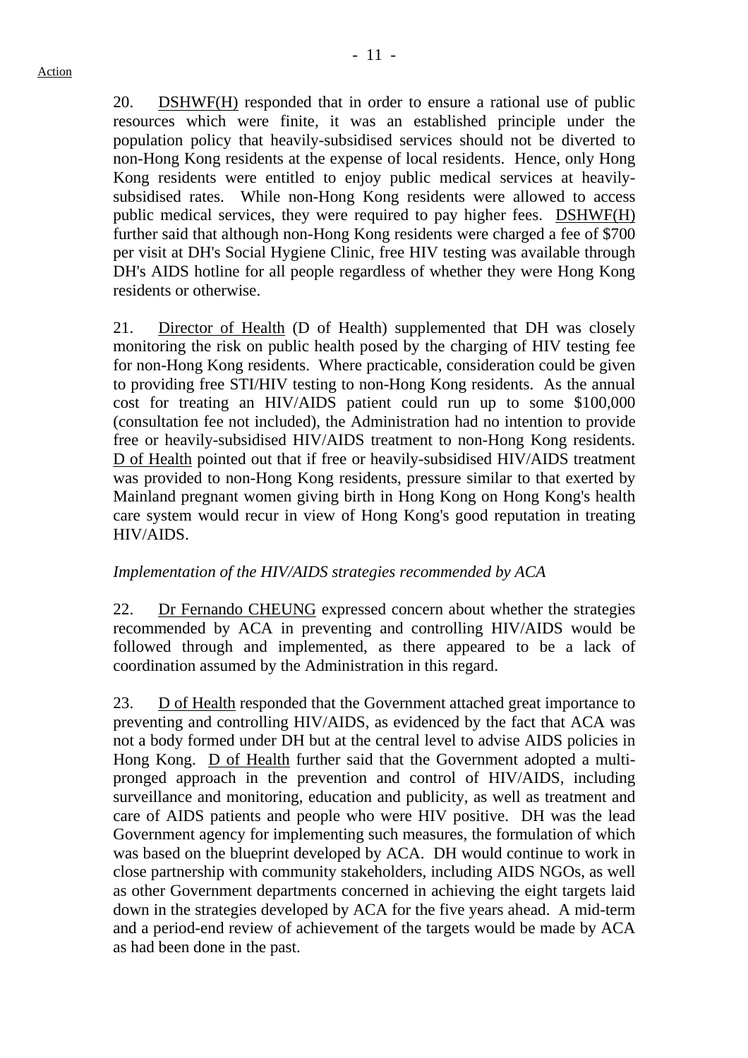20. DSHWF(H) responded that in order to ensure a rational use of public resources which were finite, it was an established principle under the population policy that heavily-subsidised services should not be diverted to non-Hong Kong residents at the expense of local residents. Hence, only Hong Kong residents were entitled to enjoy public medical services at heavily-subsidised rates. While non-Hong Kong residents were allowed to access public medical services, they were required to pay higher fees. DSHWF(H) further said that although non-Hong Kong residents were charged a fee of $700 per visit at DH's Social Hygiene Clinic, free HIV testing was available through DH's AIDS hotline for all people regardless of whether they were Hong Kong residents or otherwise.

21. Director of Health (D of Health) supplemented that DH was closely monitoring the risk on public health posed by the charging of HIV testing fee for non-Hong Kong residents. Where practicable, consideration could be given to providing free STI/HIV testing to non-Hong Kong residents. As the annual cost for treating an HIV/AIDS patient could run up to some $100,000 (consultation fee not included), the Administration had no intention to provide free or heavily-subsidised HIV/AIDS treatment to non-Hong Kong residents. D of Health pointed out that if free or heavily-subsidised HIV/AIDS treatment was provided to non-Hong Kong residents, pressure similar to that exerted by Mainland pregnant women giving birth in Hong Kong on Hong Kong's health care system would recur in view of Hong Kong's good reputation in treating HIV/AIDS.

*Implementation of the HIV/AIDS strategies recommended by ACA*

22. Dr Fernando CHEUNG expressed concern about whether the strategies recommended by ACA in preventing and controlling HIV/AIDS would be followed through and implemented, as there appeared to be a lack of coordination assumed by the Administration in this regard.

23. D of Health responded that the Government attached great importance to preventing and controlling HIV/AIDS, as evidenced by the fact that ACA was not a body formed under DH but at the central level to advise AIDS policies in Hong Kong. D of Health further said that the Government adopted a multi-pronged approach in the prevention and control of HIV/AIDS, including surveillance and monitoring, education and publicity, as well as treatment and care of AIDS patients and people who were HIV positive. DH was the lead Government agency for implementing such measures, the formulation of which was based on the blueprint developed by ACA. DH would continue to work in close partnership with community stakeholders, including AIDS NGOs, as well as other Government departments concerned in achieving the eight targets laid down in the strategies developed by ACA for the five years ahead. A mid-term and a period-end review of achievement of the targets would be made by ACA as had been done in the past.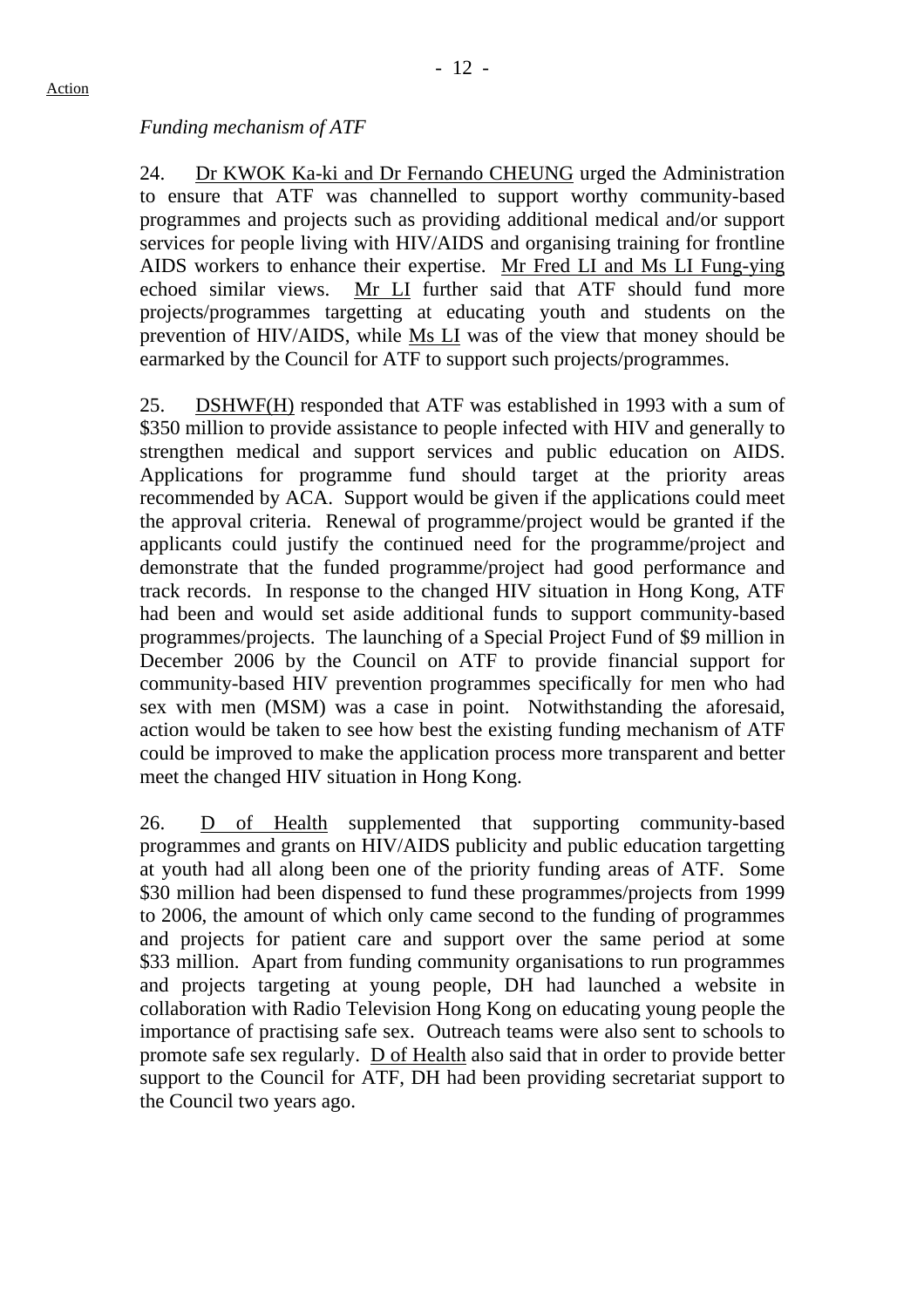Action

*Funding mechanism of ATF*

24. Dr KWOK Ka-ki and Dr Fernando CHEUNG urged the Administration to ensure that ATF was channelled to support worthy community-based programmes and projects such as providing additional medical and/or support services for people living with HIV/AIDS and organising training for frontline AIDS workers to enhance their expertise. Mr Fred LI and Ms LI Fung-ying echoed similar views. Mr LI further said that ATF should fund more projects/programmes targetting at educating youth and students on the prevention of HIV/AIDS, while Ms LI was of the view that money should be earmarked by the Council for ATF to support such projects/programmes.

25. DSHWF(H) responded that ATF was established in 1993 with a sum of \$350 million to provide assistance to people infected with HIV and generally to strengthen medical and support services and public education on AIDS. Applications for programme fund should target at the priority areas recommended by ACA. Support would be given if the applications could meet the approval criteria. Renewal of programme/project would be granted if the applicants could justify the continued need for the programme/project and demonstrate that the funded programme/project had good performance and track records. In response to the changed HIV situation in Hong Kong, ATF had been and would set aside additional funds to support community-based programmes/projects. The launching of a Special Project Fund of \$9 million in December 2006 by the Council on ATF to provide financial support for community-based HIV prevention programmes specifically for men who had sex with men (MSM) was a case in point. Notwithstanding the aforesaid, action would be taken to see how best the existing funding mechanism of ATF could be improved to make the application process more transparent and better meet the changed HIV situation in Hong Kong.

26. D of Health supplemented that supporting community-based programmes and grants on HIV/AIDS publicity and public education targetting at youth had all along been one of the priority funding areas of ATF. Some \$30 million had been dispensed to fund these programmes/projects from 1999 to 2006, the amount of which only came second to the funding of programmes and projects for patient care and support over the same period at some \$33 million. Apart from funding community organisations to run programmes and projects targeting at young people, DH had launched a website in collaboration with Radio Television Hong Kong on educating young people the importance of practising safe sex. Outreach teams were also sent to schools to promote safe sex regularly. D of Health also said that in order to provide better support to the Council for ATF, DH had been providing secretariat support to the Council two years ago.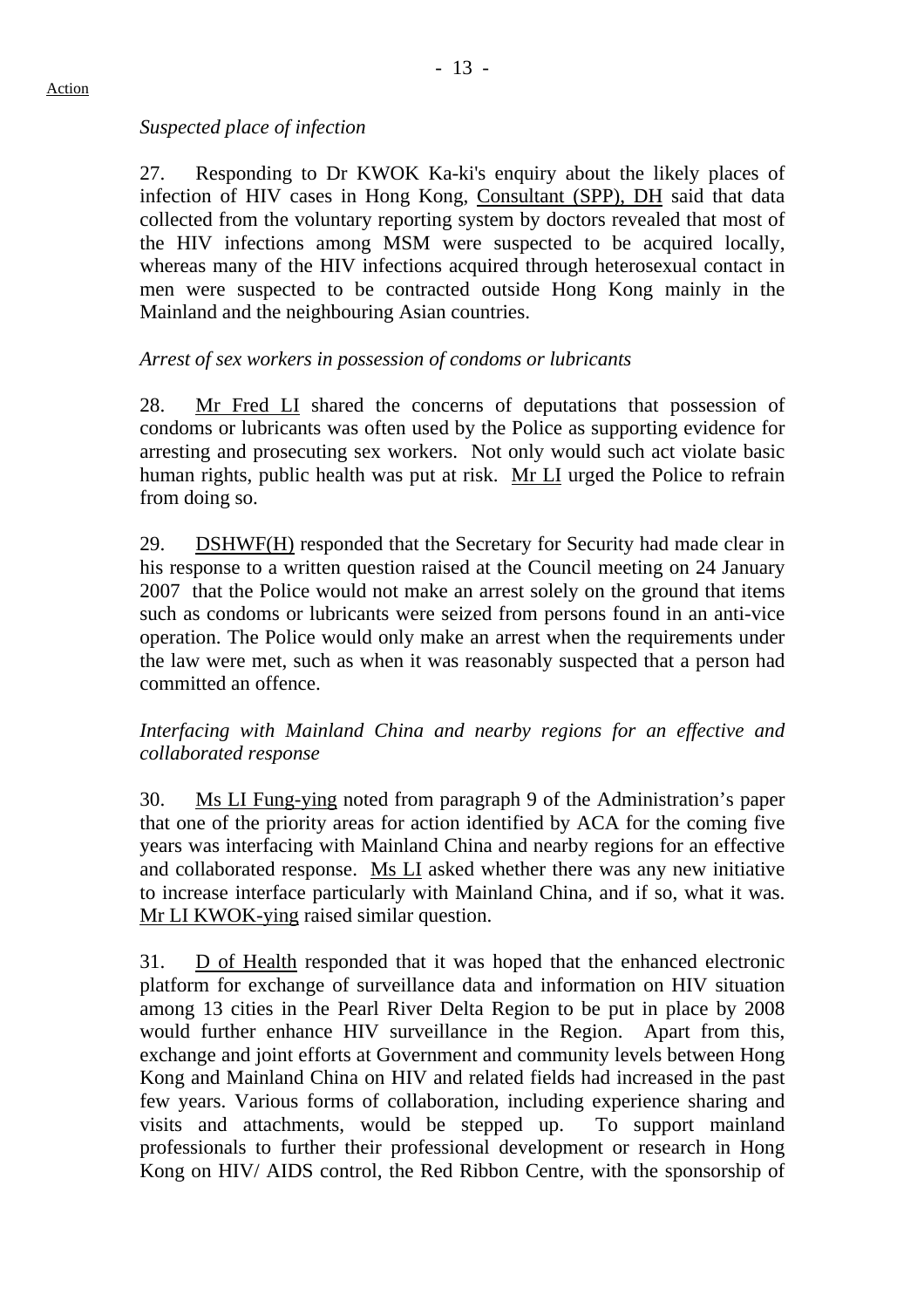Action

*Suspected place of infection*

27. Responding to Dr KWOK Ka-ki's enquiry about the likely places of infection of HIV cases in Hong Kong, Consultant (SPP), DH said that data collected from the voluntary reporting system by doctors revealed that most of the HIV infections among MSM were suspected to be acquired locally, whereas many of the HIV infections acquired through heterosexual contact in men were suspected to be contracted outside Hong Kong mainly in the Mainland and the neighbouring Asian countries.

*Arrest of sex workers in possession of condoms or lubricants*

28. Mr Fred LI shared the concerns of deputations that possession of condoms or lubricants was often used by the Police as supporting evidence for arresting and prosecuting sex workers. Not only would such act violate basic human rights, public health was put at risk. Mr LI urged the Police to refrain from doing so.

29. DSHWF(H) responded that the Secretary for Security had made clear in his response to a written question raised at the Council meeting on 24 January 2007 that the Police would not make an arrest solely on the ground that items such as condoms or lubricants were seized from persons found in an anti-vice operation. The Police would only make an arrest when the requirements under the law were met, such as when it was reasonably suspected that a person had committed an offence.

*Interfacing with Mainland China and nearby regions for an effective and collaborated response*

30. Ms LI Fung-ying noted from paragraph 9 of the Administration's paper that one of the priority areas for action identified by ACA for the coming five years was interfacing with Mainland China and nearby regions for an effective and collaborated response. Ms LI asked whether there was any new initiative to increase interface particularly with Mainland China, and if so, what it was. Mr LI KWOK-ying raised similar question.

31. D of Health responded that it was hoped that the enhanced electronic platform for exchange of surveillance data and information on HIV situation among 13 cities in the Pearl River Delta Region to be put in place by 2008 would further enhance HIV surveillance in the Region. Apart from this, exchange and joint efforts at Government and community levels between Hong Kong and Mainland China on HIV and related fields had increased in the past few years. Various forms of collaboration, including experience sharing and visits and attachments, would be stepped up. To support mainland professionals to further their professional development or research in Hong Kong on HIV/ AIDS control, the Red Ribbon Centre, with the sponsorship of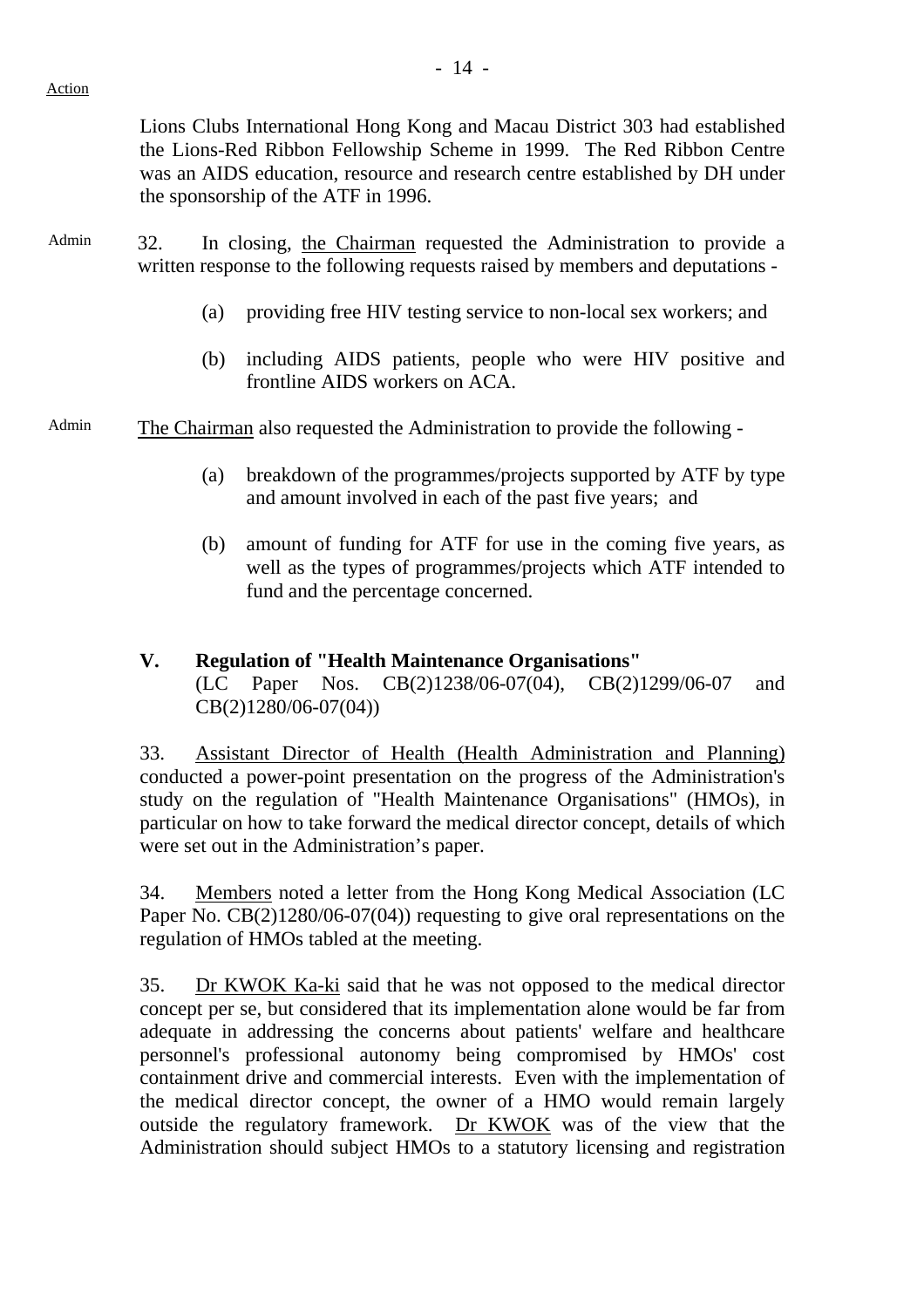Action

Lions Clubs International Hong Kong and Macau District 303 had established the Lions-Red Ribbon Fellowship Scheme in 1999. The Red Ribbon Centre was an AIDS education, resource and research centre established by DH under the sponsorship of the ATF in 1996.

Admin

32. In closing, the Chairman requested the Administration to provide a written response to the following requests raised by members and deputations -

(a) providing free HIV testing service to non-local sex workers; and

(b) including AIDS patients, people who were HIV positive and frontline AIDS workers on ACA.

Admin

The Chairman also requested the Administration to provide the following -

(a) breakdown of the programmes/projects supported by ATF by type and amount involved in each of the past five years; and

(b) amount of funding for ATF for use in the coming five years, as well as the types of programmes/projects which ATF intended to fund and the percentage concerned.

## V. Regulation of "Health Maintenance Organisations"

(LC Paper Nos. CB(2)1238/06-07(04), CB(2)1299/06-07 and CB(2)1280/06-07(04))

33. Assistant Director of Health (Health Administration and Planning) conducted a power-point presentation on the progress of the Administration's study on the regulation of "Health Maintenance Organisations" (HMOs), in particular on how to take forward the medical director concept, details of which were set out in the Administration's paper.

34. Members noted a letter from the Hong Kong Medical Association (LC Paper No. CB(2)1280/06-07(04)) requesting to give oral representations on the regulation of HMOs tabled at the meeting.

35. Dr KWOK Ka-ki said that he was not opposed to the medical director concept per se, but considered that its implementation alone would be far from adequate in addressing the concerns about patients' welfare and healthcare personnel's professional autonomy being compromised by HMOs' cost containment drive and commercial interests. Even with the implementation of the medical director concept, the owner of a HMO would remain largely outside the regulatory framework. Dr KWOK was of the view that the Administration should subject HMOs to a statutory licensing and registration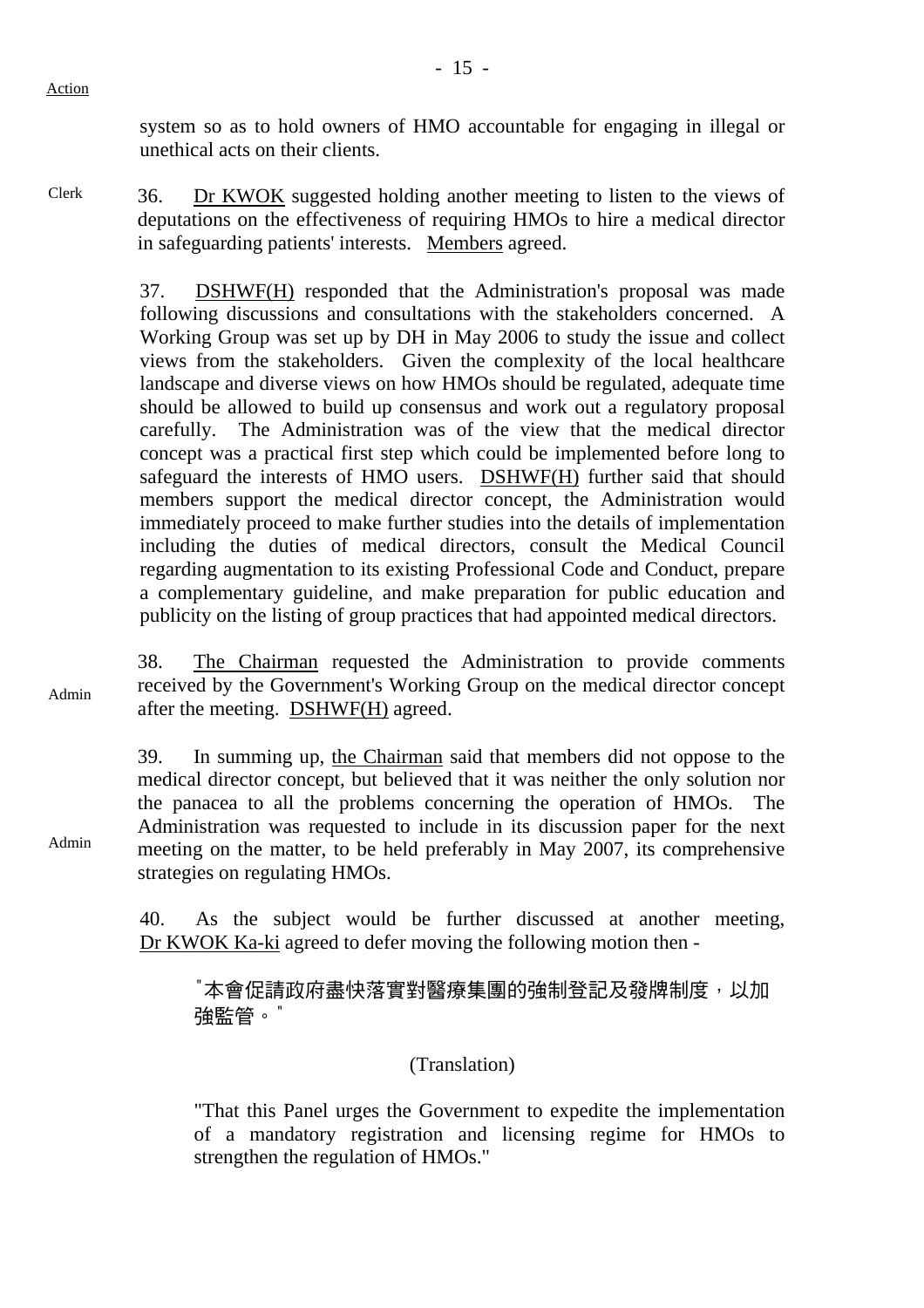Action

system so as to hold owners of HMO accountable for engaging in illegal or unethical acts on their clients.

Clerk

36. Dr KWOK suggested holding another meeting to listen to the views of deputations on the effectiveness of requiring HMOs to hire a medical director in safeguarding patients' interests. Members agreed.

37. DSHWF(H) responded that the Administration's proposal was made following discussions and consultations with the stakeholders concerned. A Working Group was set up by DH in May 2006 to study the issue and collect views from the stakeholders. Given the complexity of the local healthcare landscape and diverse views on how HMOs should be regulated, adequate time should be allowed to build up consensus and work out a regulatory proposal carefully. The Administration was of the view that the medical director concept was a practical first step which could be implemented before long to safeguard the interests of HMO users. DSHWF(H) further said that should members support the medical director concept, the Administration would immediately proceed to make further studies into the details of implementation including the duties of medical directors, consult the Medical Council regarding augmentation to its existing Professional Code and Conduct, prepare a complementary guideline, and make preparation for public education and publicity on the listing of group practices that had appointed medical directors.

Admin

38. The Chairman requested the Administration to provide comments received by the Government's Working Group on the medical director concept after the meeting. DSHWF(H) agreed.

Admin

39. In summing up, the Chairman said that members did not oppose to the medical director concept, but believed that it was neither the only solution nor the panacea to all the problems concerning the operation of HMOs. The Administration was requested to include in its discussion paper for the next meeting on the matter, to be held preferably in May 2007, its comprehensive strategies on regulating HMOs.

40. As the subject would be further discussed at another meeting, Dr KWOK Ka-ki agreed to defer moving the following motion then -

> "本會促請政府盡快落實對醫療集團的強制登記及發牌制度，以加強監管。"
>
> (Translation)
>
> "That this Panel urges the Government to expedite the implementation of a mandatory registration and licensing regime for HMOs to strengthen the regulation of HMOs."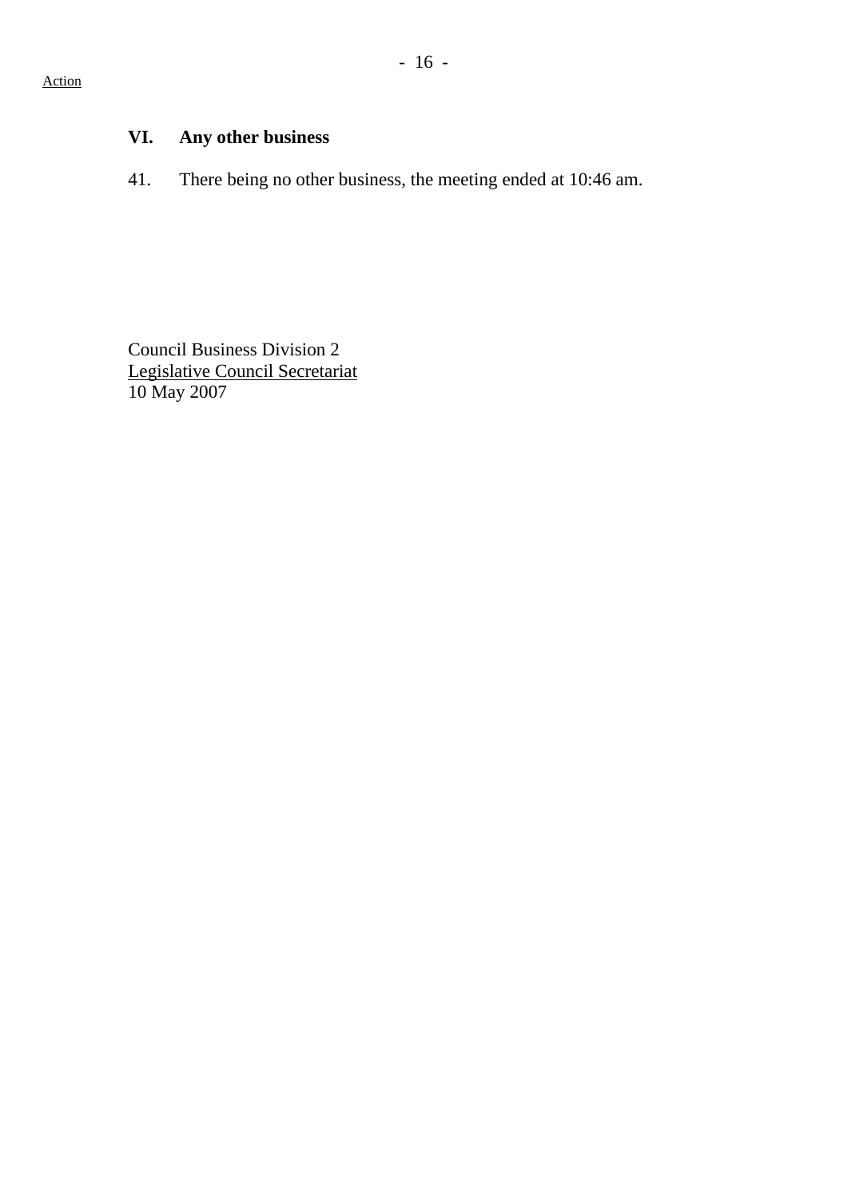Action

## VI. Any other business

41. There being no other business, the meeting ended at 10:46 am.

Council Business Division 2
Legislative Council Secretariat
10 May 2007